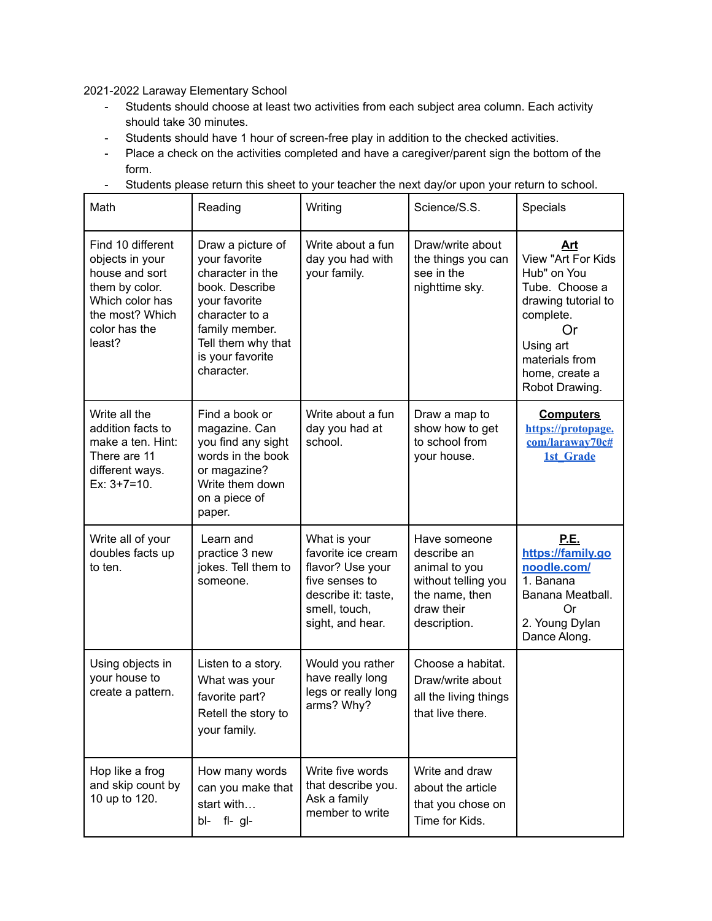2021-2022 Laraway Elementary School

- Students should choose at least two activities from each subject area column. Each activity should take 30 minutes.
- Students should have 1 hour of screen-free play in addition to the checked activities.
- Place a check on the activities completed and have a caregiver/parent sign the bottom of the form.
- Students please return this sheet to your teacher the next day/or upon your return to school.

| Math | Reading | Writing | Science/S.S. | Specials |
|---|---|---|---|---|
| Find 10 different objects in your house and sort them by color. Which color has the most? Which color has the least? | Draw a picture of your favorite character in the book. Describe your favorite character to a family member. Tell them why that is your favorite character. | Write about a fun day you had with your family. | Draw/write about the things you can see in the nighttime sky. | **Art** View "Art For Kids Hub" on You Tube. Choose a drawing tutorial to complete. Or Using art materials from home, create a Robot Drawing. |
| Write all the addition facts to make a ten. Hint: There are 11 different ways. Ex: 3+7=10. | Find a book or magazine. Can you find any sight words in the book or magazine? Write them down on a piece of paper. | Write about a fun day you had at school. | Draw a map to show how to get to school from your house. | **Computers** https://protopage.com/laraway70c#1st_Grade |
| Write all of your doubles facts up to ten. | Learn and practice 3 new jokes. Tell them to someone. | What is your favorite ice cream flavor? Use your five senses to describe it: taste, smell, touch, sight, and hear. | Have someone describe an animal to you without telling you the name, then draw their description. | **P.E.** https://family.gonoodle.com/ 1. Banana Banana Meatball. Or 2. Young Dylan Dance Along. |
| Using objects in your house to create a pattern. | Listen to a story. What was your favorite part? Retell the story to your family. | Would you rather have really long legs or really long arms? Why? | Choose a habitat. Draw/write about all the living things that live there. | |
| Hop like a frog and skip count by 10 up to 120. | How many words can you make that start with… bl- fl- gl- | Write five words that describe you. Ask a family member to write | Write and draw about the article that you chose on Time for Kids. | |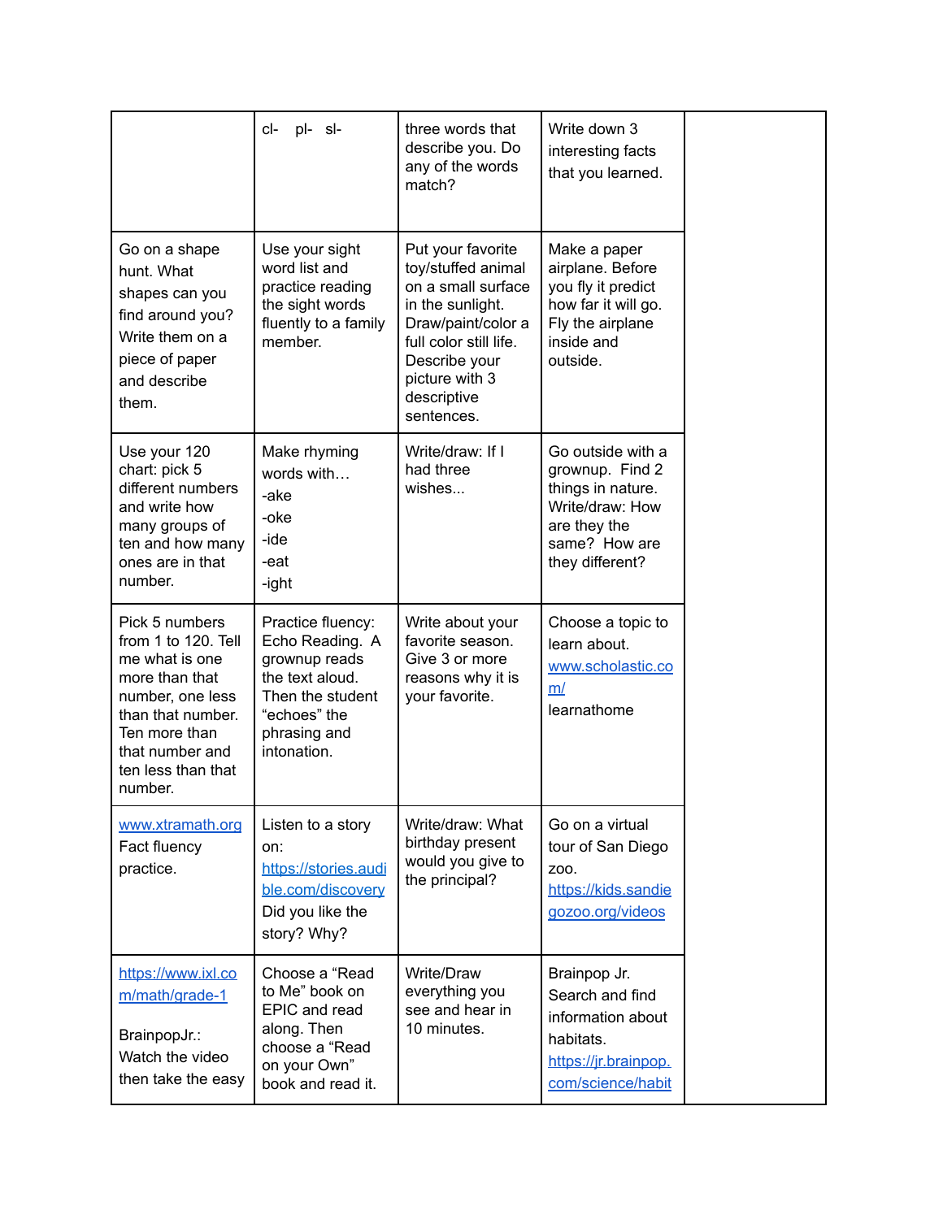|  | cl- pl- sl- | three words that describe you. Do any of the words match? | Write down 3 interesting facts that you learned. |  |
|---|---|---|---|---|
| Go on a shape hunt. What shapes can you find around you? Write them on a piece of paper and describe them. | Use your sight word list and practice reading the sight words fluently to a family member. | Put your favorite toy/stuffed animal on a small surface in the sunlight. Draw/paint/color a full color still life. Describe your picture with 3 descriptive sentences. | Make a paper airplane. Before you fly it predict how far it will go. Fly the airplane inside and outside. |  |
| Use your 120 chart: pick 5 different numbers and write how many groups of ten and how many ones are in that number. | Make rhyming words with… -ake -oke -ide -eat -ight | Write/draw: If I had three wishes... | Go outside with a grownup. Find 2 things in nature. Write/draw: How are they the same? How are they different? |  |
| Pick 5 numbers from 1 to 120. Tell me what is one more than that number, one less than that number. Ten more than that number and ten less than that number. | Practice fluency: Echo Reading. A grownup reads the text aloud. Then the student "echoes" the phrasing and intonation. | Write about your favorite season. Give 3 or more reasons why it is your favorite. | Choose a topic to learn about. www.scholastic.com/learnathome |  |
| www.xtramath.org Fact fluency practice. | Listen to a story on: https://stories.audible.com/discovery Did you like the story? Why? | Write/draw: What birthday present would you give to the principal? | Go on a virtual tour of San Diego zoo. https://kids.sandiegozoo.org/videos |  |
| https://www.ixl.com/math/grade-1 BrainpopJr.: Watch the video then take the easy | Choose a "Read to Me" book on EPIC and read along. Then choose a "Read on your Own" book and read it. | Write/Draw everything you see and hear in 10 minutes. | Brainpop Jr. Search and find information about habitats. https://jr.brainpop.com/science/habit |  |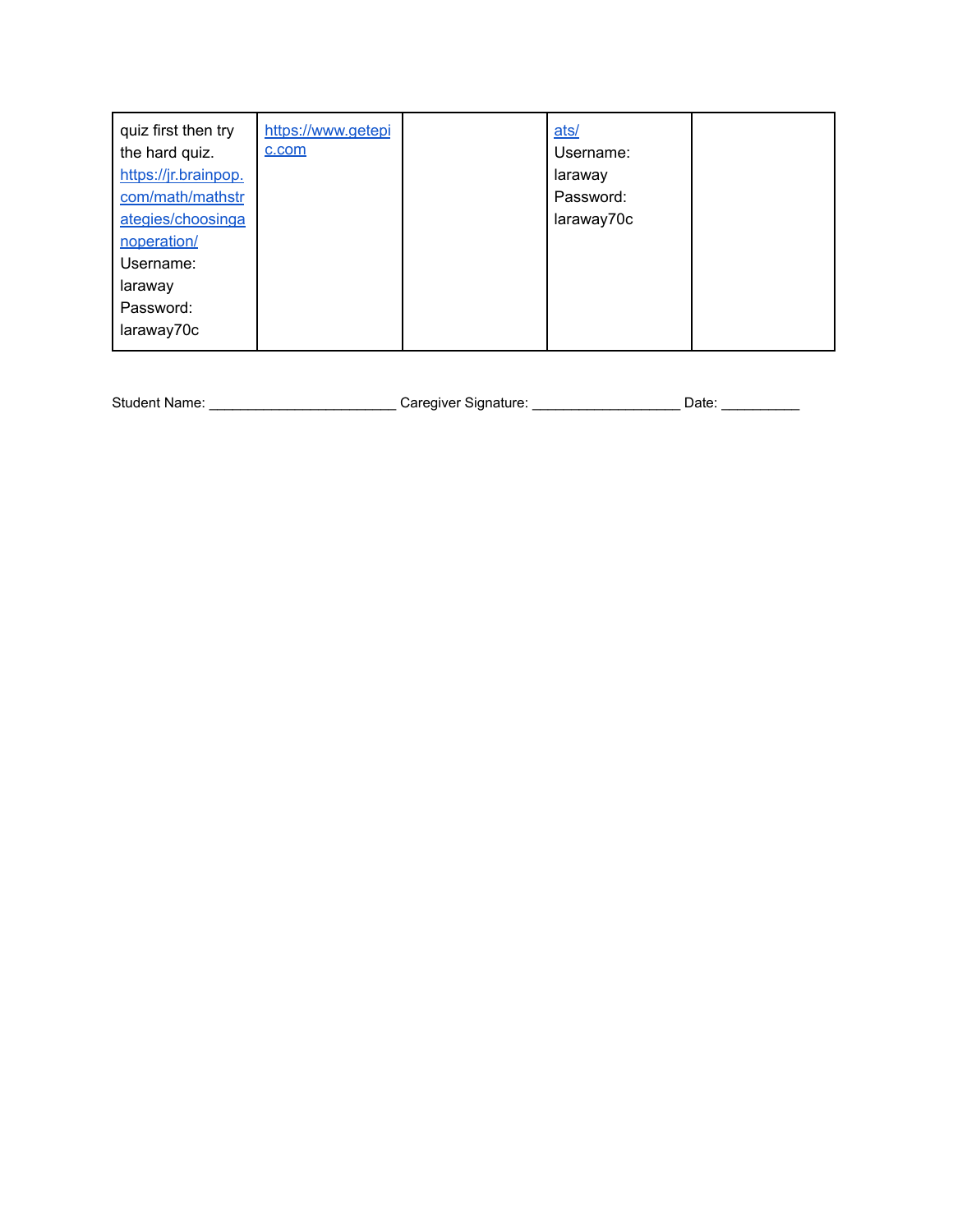| | | | | |
|---|---|---|---|---|
| quiz first then try the hard quiz. https://jr.brainpop.com/math/mathstrategies/choosinganoperation/ Username: laraway Password: laraway70c | https://www.getepic.com | | ats/ Username: laraway Password: laraway70c | |

Student Name: ________________________ Caregiver Signature: ___________________ Date: __________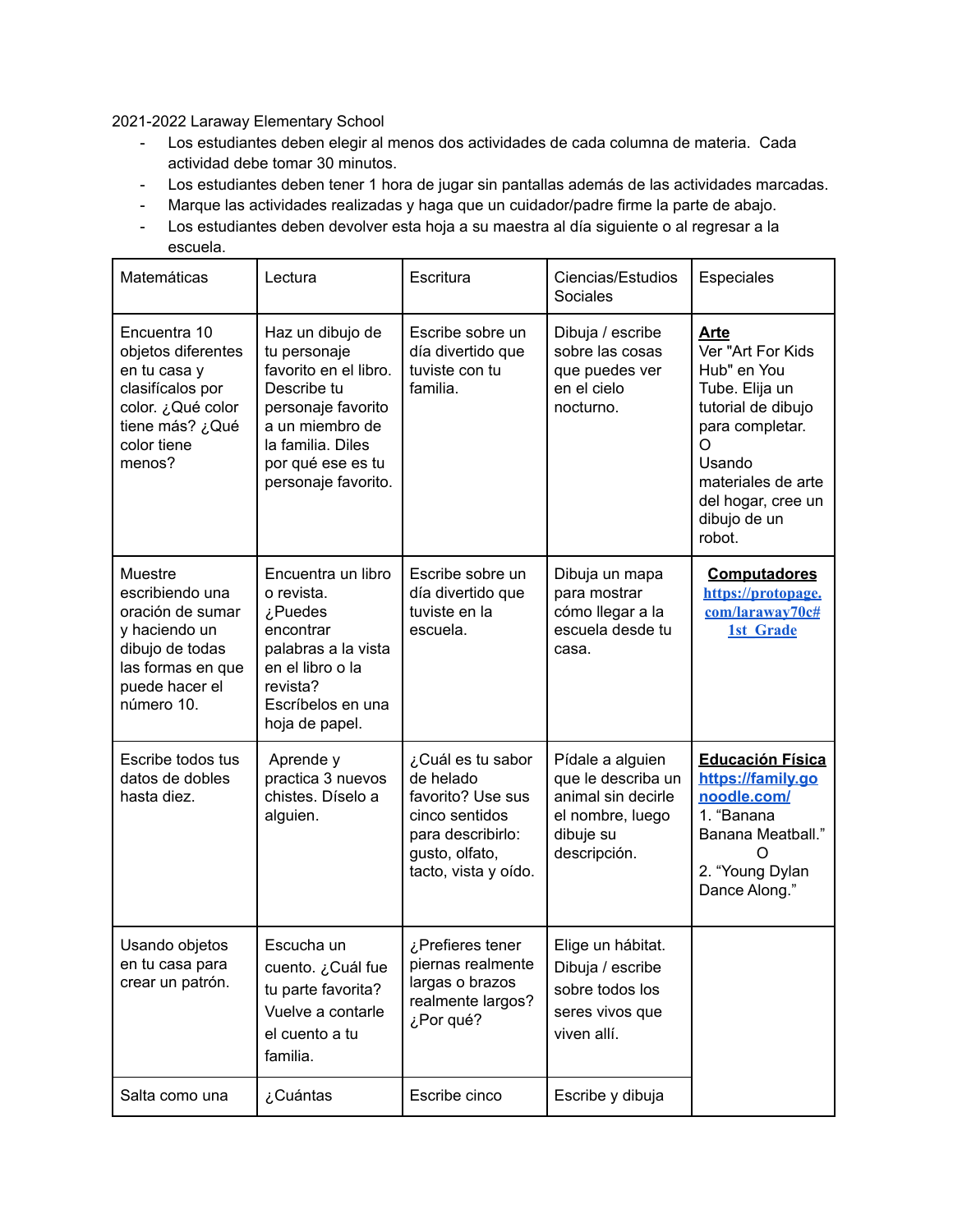2021-2022 Laraway Elementary School

- Los estudiantes deben elegir al menos dos actividades de cada columna de materia. Cada actividad debe tomar 30 minutos.
- Los estudiantes deben tener 1 hora de jugar sin pantallas además de las actividades marcadas.
- Marque las actividades realizadas y haga que un cuidador/padre firme la parte de abajo.
- Los estudiantes deben devolver esta hoja a su maestra al día siguiente o al regresar a la escuela.

| Matemáticas | Lectura | Escritura | Ciencias/Estudios Sociales | Especiales |
|---|---|---|---|---|
| Encuentra 10 objetos diferentes en tu casa y clasifícalos por color. ¿Qué color tiene más? ¿Qué color tiene menos? | Haz un dibujo de tu personaje favorito en el libro. Describe tu personaje favorito a un miembro de la familia. Diles por qué ese es tu personaje favorito. | Escribe sobre un día divertido que tuviste con tu familia. | Dibuja / escribe sobre las cosas que puedes ver en el cielo nocturno. | **Arte** Ver "Art For Kids Hub" en You Tube. Elija un tutorial de dibujo para completar. O Usando materiales de arte del hogar, cree un dibujo de un robot. |
| Muestre escribiendo una oración de sumar y haciendo un dibujo de todas las formas en que puede hacer el número 10. | Encuentra un libro o revista. ¿Puedes encontrar palabras a la vista en el libro o la revista? Escríbelos en una hoja de papel. | Escribe sobre un día divertido que tuviste en la escuela. | Dibuja un mapa para mostrar cómo llegar a la escuela desde tu casa. | **Computadores** https://protopage.com/laraway70c#1st_Grade |
| Escribe todos tus datos de dobles hasta diez. | Aprende y practica 3 nuevos chistes. Díselo a alguien. | ¿Cuál es tu sabor de helado favorito? Use sus cinco sentidos para describirlo: gusto, olfato, tacto, vista y oído. | Pídale a alguien que le describa un animal sin decirle el nombre, luego dibuje su descripción. | **Educación Física** https://family.gonoodle.com/ 1. "Banana Banana Meatball." O 2. "Young Dylan Dance Along." |
| Usando objetos en tu casa para crear un patrón. | Escucha un cuento. ¿Cuál fue tu parte favorita? Vuelve a contarle el cuento a tu familia. | ¿Prefieres tener piernas realmente largas o brazos realmente largos? ¿Por qué? | Elige un hábitat. Dibuja / escribe sobre todos los seres vivos que viven allí. | |
| Salta como una | ¿Cuántas | Escribe cinco | Escribe y dibuja | |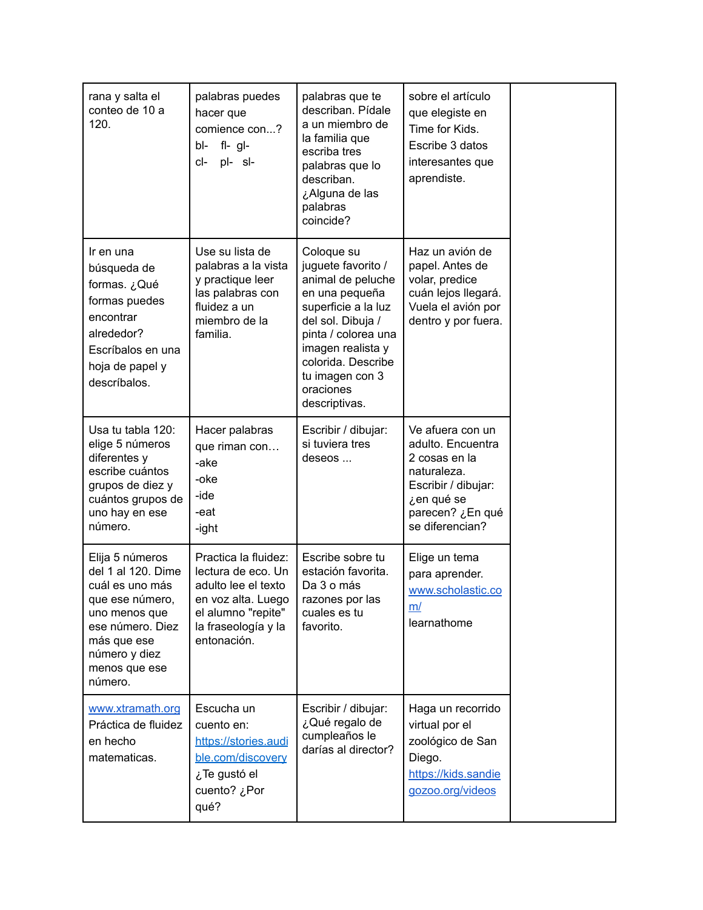| | | | | |
|---|---|---|---|---|
| rana y salta el conteo de 10 a 120. | palabras puedes hacer que comience con...? bl- fl- gl- cl- pl- sl- | palabras que te describan. Pídale a un miembro de la familia que escriba tres palabras que lo describan. ¿Alguna de las palabras coincide? | sobre el artículo que elegiste en Time for Kids. Escribe 3 datos interesantes que aprendiste. | |
| Ir en una búsqueda de formas. ¿Qué formas puedes encontrar alrededor? Escríbalos en una hoja de papel y descríbalos. | Use su lista de palabras a la vista y practique leer las palabras con fluidez a un miembro de la familia. | Coloque su juguete favorito / animal de peluche en una pequeña superficie a la luz del sol. Dibuja / pinta / colorea una imagen realista y colorida. Describe tu imagen con 3 oraciones descriptivas. | Haz un avión de papel. Antes de volar, predice cuán lejos llegará. Vuela el avión por dentro y por fuera. | |
| Usa tu tabla 120: elige 5 números diferentes y escribe cuántos grupos de diez y cuántos grupos de uno hay en ese número. | Hacer palabras que riman con… -ake -oke -ide -eat -ight | Escribir / dibujar: si tuviera tres deseos ... | Ve afuera con un adulto. Encuentra 2 cosas en la naturaleza. Escribir / dibujar: ¿en qué se parecen? ¿En qué se diferencian? | |
| Elija 5 números del 1 al 120. Dime cuál es uno más que ese número, uno menos que ese número. Diez más que ese número y diez menos que ese número. | Practica la fluidez: lectura de eco. Un adulto lee el texto en voz alta. Luego el alumno "repite" la fraseología y la entonación. | Escribe sobre tu estación favorita. Da 3 o más razones por las cuales es tu favorito. | Elige un tema para aprender. www.scholastic.com/ learnathome | |
| www.xtramath.org Práctica de fluidez en hecho matematicas. | Escucha un cuento en: https://stories.audible.com/discovery ¿Te gustó el cuento? ¿Por qué? | Escribir / dibujar: ¿Qué regalo de cumpleaños le darías al director? | Haga un recorrido virtual por el zoológico de San Diego. https://kids.sandiegozoo.org/videos | |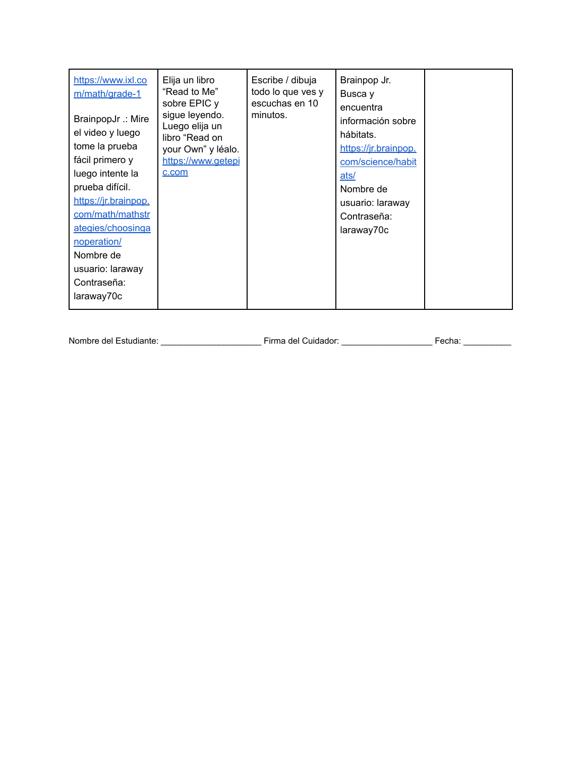| | | | | |
|---|---|---|---|---|
| https://www.ixl.com/math/grade-1<br><br>BrainpopJr .: Mire el video y luego tome la prueba fácil primero y luego intente la prueba difícil. https://jr.brainpop.com/math/mathstrategies/choosingaoperation/ Nombre de usuario: laraway Contraseña: laraway70c | Elija un libro “Read to Me” sobre EPIC y sigue leyendo. Luego elija un libro “Read on your Own” y léalo. https://www.getepic.com | Escribe / dibuja todo lo que ves y escuchas en 10 minutos. | Brainpop Jr. Busca y encuentra información sobre hábitats. https://jr.brainpop.com/science/habitats/ Nombre de usuario: laraway Contraseña: laraway70c | |

Nombre del Estudiante: ____________________ Firma del Cuidador: __________________ Fecha: __________